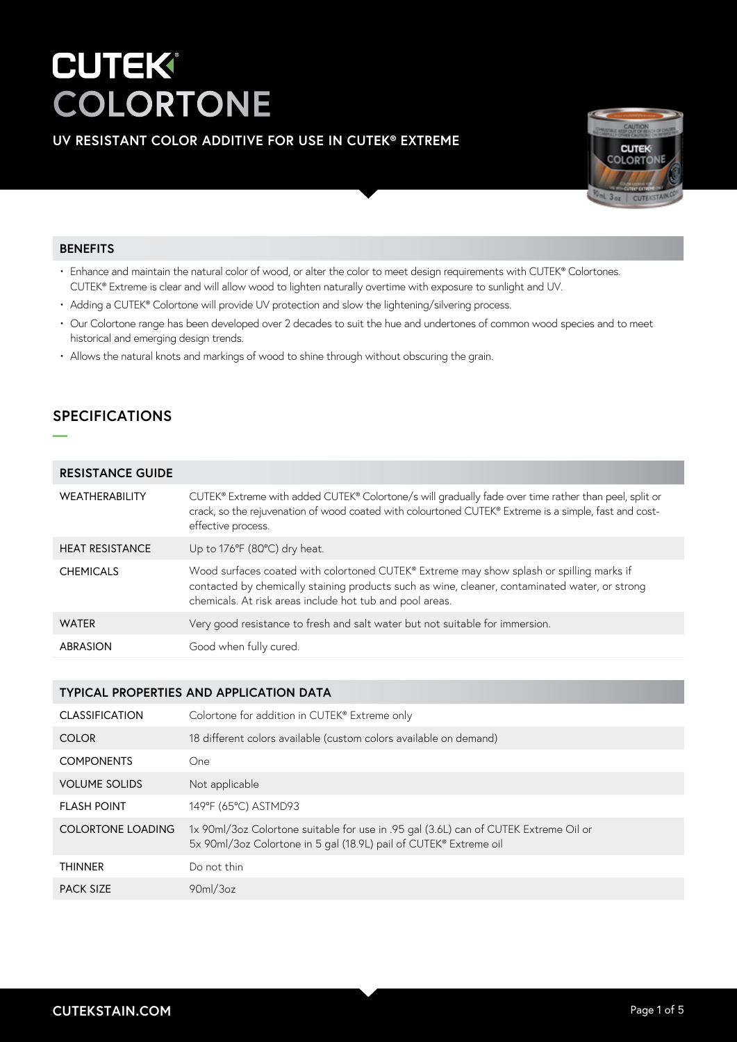# CUTEK® COLORTONE

## UV RESISTANT COLOR ADDITIVE FOR USE IN CUTEK® EXTREME

### BENEFITS

- Enhance and maintain the natural color of wood, or alter the color to meet design requirements with CUTEK® Colortones. CUTEK® Extreme is clear and will allow wood to lighten naturally overtime with exposure to sunlight and UV.
- Adding a CUTEK® Colortone will provide UV protection and slow the lightening/silvering process.
- Our Colortone range has been developed over 2 decades to suit the hue and undertones of common wood species and to meet historical and emerging design trends.
- Allows the natural knots and markings of wood to shine through without obscuring the grain.

## SPECIFICATIONS

| RESISTANCE GUIDE | |
|---|---|
| WEATHERABILITY | CUTEK® Extreme with added CUTEK® Colortone/s will gradually fade over time rather than peel, split or crack, so the rejuvenation of wood coated with colourtoned CUTEK® Extreme is a simple, fast and cost-effective process. |
| HEAT RESISTANCE | Up to 176°F (80°C) dry heat. |
| CHEMICALS | Wood surfaces coated with colortoned CUTEK® Extreme may show splash or spilling marks if contacted by chemically staining products such as wine, cleaner, contaminated water, or strong chemicals. At risk areas include hot tub and pool areas. |
| WATER | Very good resistance to fresh and salt water but not suitable for immersion. |
| ABRASION | Good when fully cured. |

| TYPICAL PROPERTIES AND APPLICATION DATA | |
|---|---|
| CLASSIFICATION | Colortone for addition in CUTEK® Extreme only |
| COLOR | 18 different colors available (custom colors available on demand) |
| COMPONENTS | One |
| VOLUME SOLIDS | Not applicable |
| FLASH POINT | 149°F (65°C) ASTMD93 |
| COLORTONE LOADING | 1x 90ml/3oz Colortone suitable for use in .95 gal (3.6L) can of CUTEK Extreme Oil or 5x 90ml/3oz Colortone in 5 gal (18.9L) pail of CUTEK® Extreme oil |
| THINNER | Do not thin |
| PACK SIZE | 90ml/3oz |

CUTEKSTAIN.COM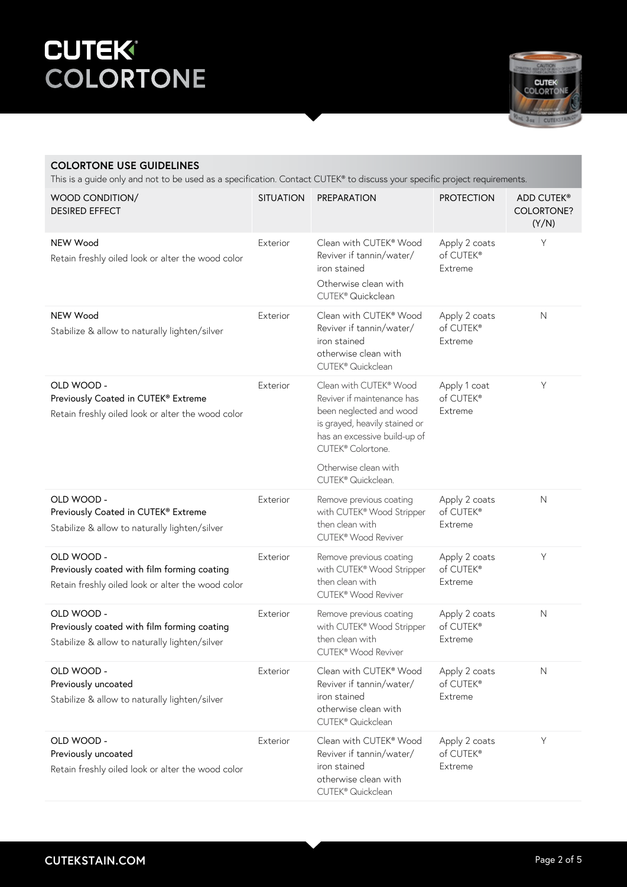# CUTEK® COLORTONE

## COLORTONE USE GUIDELINES

This is a guide only and not to be used as a specification. Contact CUTEK® to discuss your specific project requirements.

| WOOD CONDITION/ DESIRED EFFECT | SITUATION | PREPARATION | PROTECTION | ADD CUTEK® COLORTONE? (Y/N) |
|---|---|---|---|---|
| NEW Wood<br>Retain freshly oiled look or alter the wood color | Exterior | Clean with CUTEK® Wood Reviver if tannin/water/iron stained<br>Otherwise clean with CUTEK® Quickclean | Apply 2 coats of CUTEK® Extreme | Y |
| NEW Wood<br>Stabilize & allow to naturally lighten/silver | Exterior | Clean with CUTEK® Wood Reviver if tannin/water/iron stained otherwise clean with CUTEK® Quickclean | Apply 2 coats of CUTEK® Extreme | N |
| OLD WOOD -<br>Previously Coated in CUTEK® Extreme<br>Retain freshly oiled look or alter the wood color | Exterior | Clean with CUTEK® Wood Reviver if maintenance has been neglected and wood is grayed, heavily stained or has an excessive build-up of CUTEK® Colortone.<br>Otherwise clean with CUTEK® Quickclean. | Apply 1 coat of CUTEK® Extreme | Y |
| OLD WOOD -<br>Previously Coated in CUTEK® Extreme<br>Stabilize & allow to naturally lighten/silver | Exterior | Remove previous coating with CUTEK® Wood Stripper then clean with CUTEK® Wood Reviver | Apply 2 coats of CUTEK® Extreme | N |
| OLD WOOD -<br>Previously coated with film forming coating<br>Retain freshly oiled look or alter the wood color | Exterior | Remove previous coating with CUTEK® Wood Stripper then clean with CUTEK® Wood Reviver | Apply 2 coats of CUTEK® Extreme | Y |
| OLD WOOD -<br>Previously coated with film forming coating<br>Stabilize & allow to naturally lighten/silver | Exterior | Remove previous coating with CUTEK® Wood Stripper then clean with CUTEK® Wood Reviver | Apply 2 coats of CUTEK® Extreme | N |
| OLD WOOD -<br>Previously uncoated<br>Stabilize & allow to naturally lighten/silver | Exterior | Clean with CUTEK® Wood Reviver if tannin/water/iron stained otherwise clean with CUTEK® Quickclean | Apply 2 coats of CUTEK® Extreme | N |
| OLD WOOD -<br>Previously uncoated<br>Retain freshly oiled look or alter the wood color | Exterior | Clean with CUTEK® Wood Reviver if tannin/water/iron stained otherwise clean with CUTEK® Quickclean | Apply 2 coats of CUTEK® Extreme | Y |

CUTEKSTAIN.COM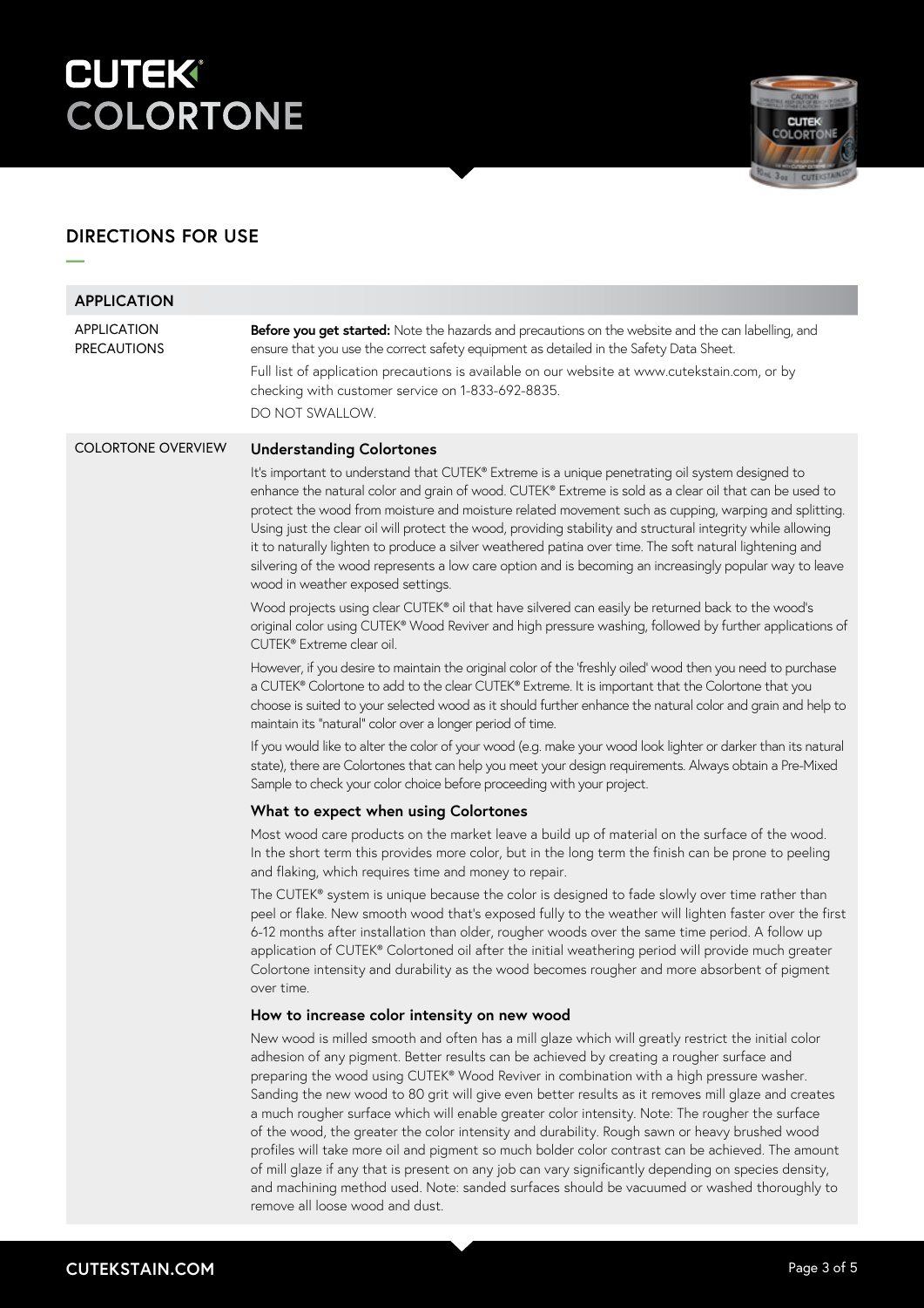# CUTEK® COLORTONE

## DIRECTIONS FOR USE

| APPLICATION | |
|---|---|
| APPLICATION PRECAUTIONS | **Before you get started:** Note the hazards and precautions on the website and the can labelling, and ensure that you use the correct safety equipment as detailed in the Safety Data Sheet.<br><br>Full list of application precautions is available on our website at www.cutekstain.com, or by checking with customer service on 1-833-692-8835.<br><br>DO NOT SWALLOW. |
| COLORTONE OVERVIEW | See below |

### COLORTONE OVERVIEW

#### Understanding Colortones

It's important to understand that CUTEK® Extreme is a unique penetrating oil system designed to enhance the natural color and grain of wood. CUTEK® Extreme is sold as a clear oil that can be used to protect the wood from moisture and moisture related movement such as cupping, warping and splitting. Using just the clear oil will protect the wood, providing stability and structural integrity while allowing it to naturally lighten to produce a silver weathered patina over time. The soft natural lightening and silvering of the wood represents a low care option and is becoming an increasingly popular way to leave wood in weather exposed settings.

Wood projects using clear CUTEK® oil that have silvered can easily be returned back to the wood's original color using CUTEK® Wood Reviver and high pressure washing, followed by further applications of CUTEK® Extreme clear oil.

However, if you desire to maintain the original color of the 'freshly oiled' wood then you need to purchase a CUTEK® Colortone to add to the clear CUTEK® Extreme. It is important that the Colortone that you choose is suited to your selected wood as it should further enhance the natural color and grain and help to maintain its "natural" color over a longer period of time.

If you would like to alter the color of your wood (e.g. make your wood look lighter or darker than its natural state), there are Colortones that can help you meet your design requirements. Always obtain a Pre-Mixed Sample to check your color choice before proceeding with your project.

#### What to expect when using Colortones

Most wood care products on the market leave a build up of material on the surface of the wood. In the short term this provides more color, but in the long term the finish can be prone to peeling and flaking, which requires time and money to repair.

The CUTEK® system is unique because the color is designed to fade slowly over time rather than peel or flake. New smooth wood that's exposed fully to the weather will lighten faster over the first 6-12 months after installation than older, rougher woods over the same time period. A follow up application of CUTEK® Colortoned oil after the initial weathering period will provide much greater Colortone intensity and durability as the wood becomes rougher and more absorbent of pigment over time.

#### How to increase color intensity on new wood

New wood is milled smooth and often has a mill glaze which will greatly restrict the initial color adhesion of any pigment. Better results can be achieved by creating a rougher surface and preparing the wood using CUTEK® Wood Reviver in combination with a high pressure washer. Sanding the new wood to 80 grit will give even better results as it removes mill glaze and creates a much rougher surface which will enable greater color intensity. Note: The rougher the surface of the wood, the greater the color intensity and durability. Rough sawn or heavy brushed wood profiles will take more oil and pigment so much bolder color contrast can be achieved. The amount of mill glaze if any that is present on any job can vary significantly depending on species density, and machining method used. Note: sanded surfaces should be vacuumed or washed thoroughly to remove all loose wood and dust.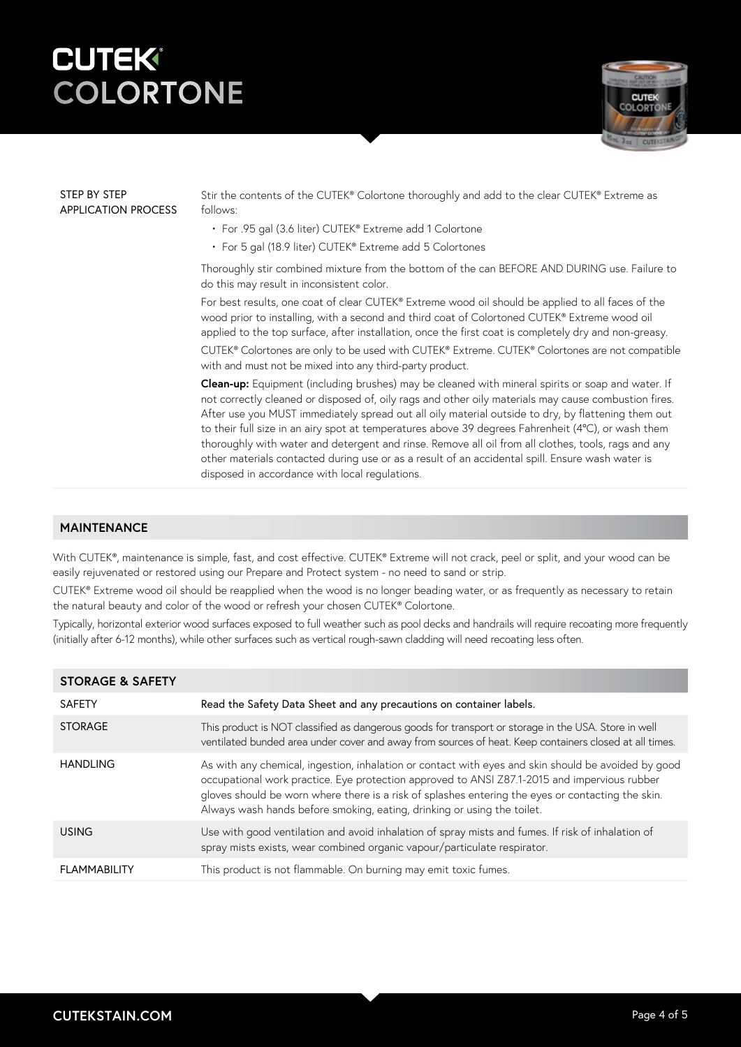# CUTEK® COLORTONE

| STEP BY STEP APPLICATION PROCESS | Stir the contents of the CUTEK® Colortone thoroughly and add to the clear CUTEK® Extreme as follows:<br>• For .95 gal (3.6 liter) CUTEK® Extreme add 1 Colortone<br>• For 5 gal (18.9 liter) CUTEK® Extreme add 5 Colortones<br>Thoroughly stir combined mixture from the bottom of the can BEFORE AND DURING use. Failure to do this may result in inconsistent color.<br>For best results, one coat of clear CUTEK® Extreme wood oil should be applied to all faces of the wood prior to installing, with a second and third coat of Colortoned CUTEK® Extreme wood oil applied to the top surface, after installation, once the first coat is completely dry and non-greasy.<br>CUTEK® Colortones are only to be used with CUTEK® Extreme. CUTEK® Colortones are not compatible with and must not be mixed into any third-party product.<br>**Clean-up:** Equipment (including brushes) may be cleaned with mineral spirits or soap and water. If not correctly cleaned or disposed of, oily rags and other oily materials may cause combustion fires. After use you MUST immediately spread out all oily material outside to dry, by flattening them out to their full size in an airy spot at temperatures above 39 degrees Fahrenheit (4°C), or wash them thoroughly with water and detergent and rinse. Remove all oil from all clothes, tools, rags and any other materials contacted during use or as a result of an accidental spill. Ensure wash water is disposed in accordance with local regulations. |
|---|---|

## MAINTENANCE

With CUTEK®, maintenance is simple, fast, and cost effective. CUTEK® Extreme will not crack, peel or split, and your wood can be easily rejuvenated or restored using our Prepare and Protect system - no need to sand or strip.

CUTEK® Extreme wood oil should be reapplied when the wood is no longer beading water, or as frequently as necessary to retain the natural beauty and color of the wood or refresh your chosen CUTEK® Colortone.

Typically, horizontal exterior wood surfaces exposed to full weather such as pool decks and handrails will require recoating more frequently (initially after 6-12 months), while other surfaces such as vertical rough-sawn cladding will need recoating less often.

## STORAGE & SAFETY

| | |
|---|---|
| SAFETY | Read the Safety Data Sheet and any precautions on container labels. |
| STORAGE | This product is NOT classified as dangerous goods for transport or storage in the USA. Store in well ventilated bunded area under cover and away from sources of heat. Keep containers closed at all times. |
| HANDLING | As with any chemical, ingestion, inhalation or contact with eyes and skin should be avoided by good occupational work practice. Eye protection approved to ANSI Z87.1-2015 and impervious rubber gloves should be worn where there is a risk of splashes entering the eyes or contacting the skin. Always wash hands before smoking, eating, drinking or using the toilet. |
| USING | Use with good ventilation and avoid inhalation of spray mists and fumes. If risk of inhalation of spray mists exists, wear combined organic vapour/particulate respirator. |
| FLAMMABILITY | This product is not flammable. On burning may emit toxic fumes. |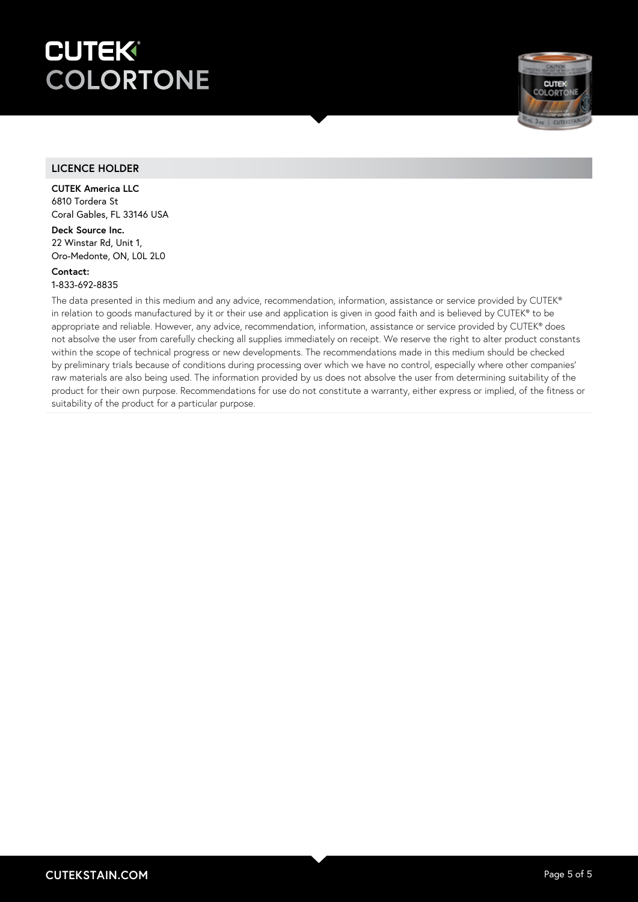# CUTEK® COLORTONE

## LICENCE HOLDER

**CUTEK America LLC**
6810 Tordera St
Coral Gables, FL 33146 USA

**Deck Source Inc.**
22 Winstar Rd, Unit 1,
Oro-Medonte, ON, L0L 2L0

**Contact:**
1-833-692-8835

The data presented in this medium and any advice, recommendation, information, assistance or service provided by CUTEK® in relation to goods manufactured by it or their use and application is given in good faith and is believed by CUTEK® to be appropriate and reliable. However, any advice, recommendation, information, assistance or service provided by CUTEK® does not absolve the user from carefully checking all supplies immediately on receipt. We reserve the right to alter product constants within the scope of technical progress or new developments. The recommendations made in this medium should be checked by preliminary trials because of conditions during processing over which we have no control, especially where other companies' raw materials are also being used. The information provided by us does not absolve the user from determining suitability of the product for their own purpose. Recommendations for use do not constitute a warranty, either express or implied, of the fitness or suitability of the product for a particular purpose.

CUTEKSTAIN.COM